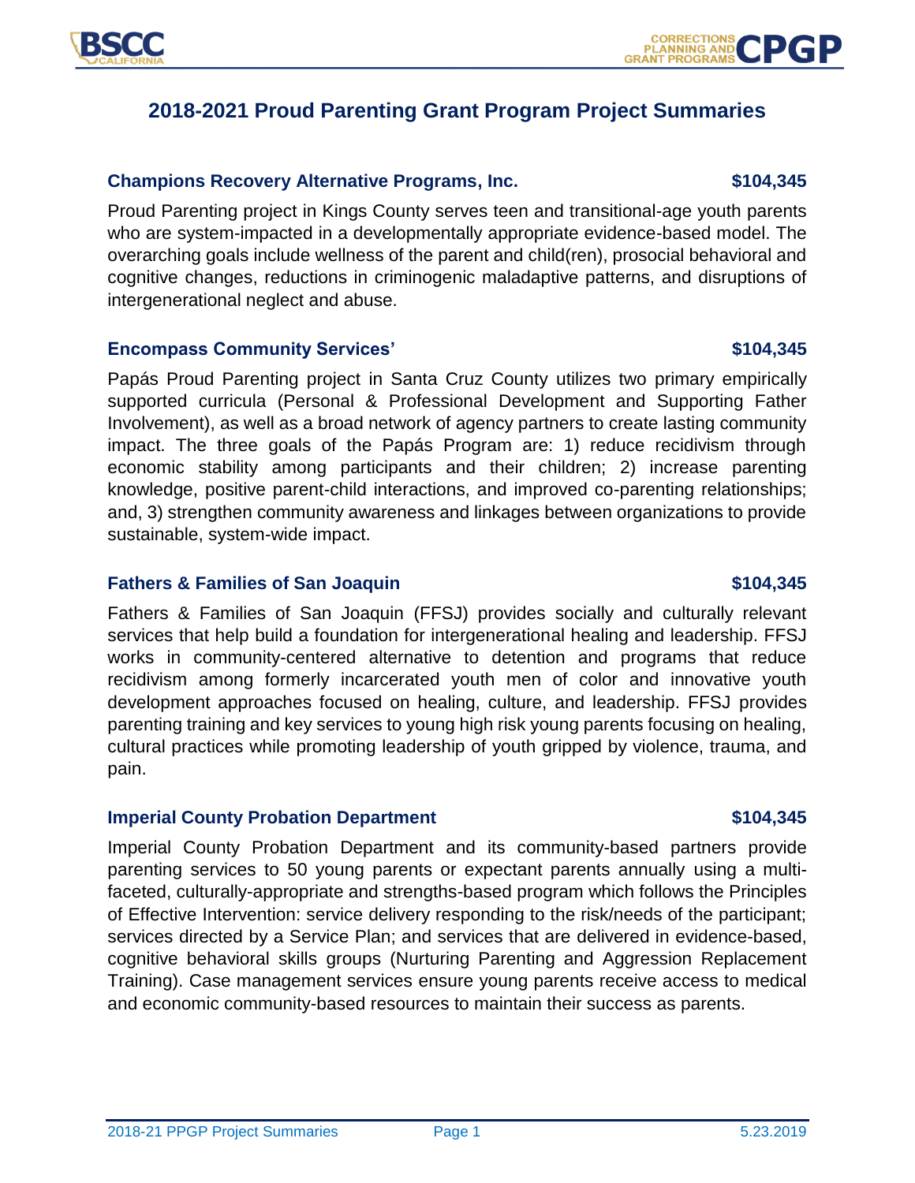# 2018-2021 Proud Parenting Grant Program Project Summaries

### Champions Recovery Alternative Programs, Inc. — $104,345

Proud Parenting project in Kings County serves teen and transitional-age youth parents who are system-impacted in a developmentally appropriate evidence-based model. The overarching goals include wellness of the parent and child(ren), prosocial behavioral and cognitive changes, reductions in criminogenic maladaptive patterns, and disruptions of intergenerational neglect and abuse.

### Encompass Community Services' — $104,345

Papás Proud Parenting project in Santa Cruz County utilizes two primary empirically supported curricula (Personal & Professional Development and Supporting Father Involvement), as well as a broad network of agency partners to create lasting community impact. The three goals of the Papás Program are: 1) reduce recidivism through economic stability among participants and their children; 2) increase parenting knowledge, positive parent-child interactions, and improved co-parenting relationships; and, 3) strengthen community awareness and linkages between organizations to provide sustainable, system-wide impact.

### Fathers & Families of San Joaquin — $104,345

Fathers & Families of San Joaquin (FFSJ) provides socially and culturally relevant services that help build a foundation for intergenerational healing and leadership. FFSJ works in community-centered alternative to detention and programs that reduce recidivism among formerly incarcerated youth men of color and innovative youth development approaches focused on healing, culture, and leadership. FFSJ provides parenting training and key services to young high risk young parents focusing on healing, cultural practices while promoting leadership of youth gripped by violence, trauma, and pain.

### Imperial County Probation Department — $104,345

Imperial County Probation Department and its community-based partners provide parenting services to 50 young parents or expectant parents annually using a multi-faceted, culturally-appropriate and strengths-based program which follows the Principles of Effective Intervention: service delivery responding to the risk/needs of the participant; services directed by a Service Plan; and services that are delivered in evidence-based, cognitive behavioral skills groups (Nurturing Parenting and Aggression Replacement Training). Case management services ensure young parents receive access to medical and economic community-based resources to maintain their success as parents.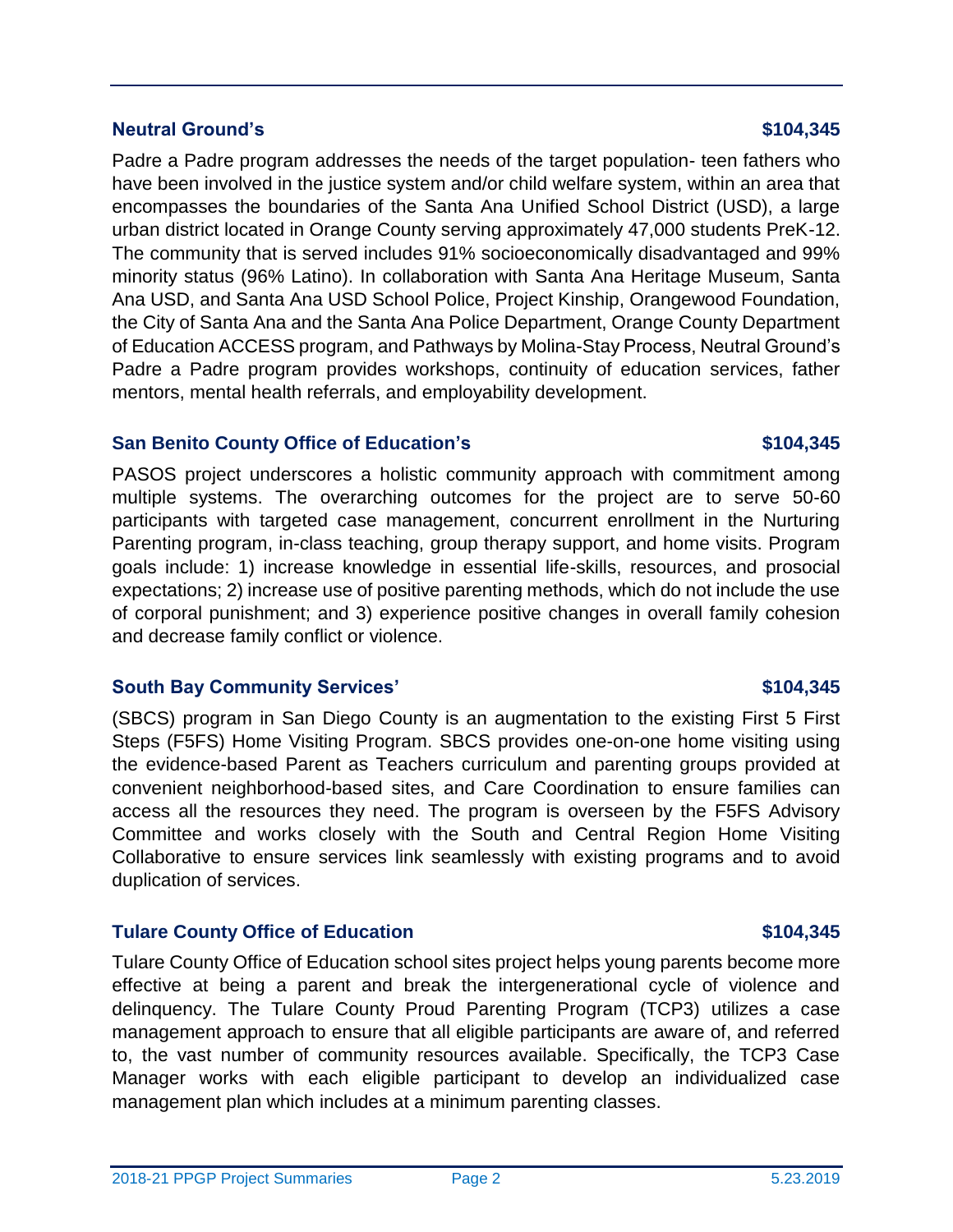**Neutral Ground's** **$104,345**

Padre a Padre program addresses the needs of the target population- teen fathers who have been involved in the justice system and/or child welfare system, within an area that encompasses the boundaries of the Santa Ana Unified School District (USD), a large urban district located in Orange County serving approximately 47,000 students PreK-12. The community that is served includes 91% socioeconomically disadvantaged and 99% minority status (96% Latino). In collaboration with Santa Ana Heritage Museum, Santa Ana USD, and Santa Ana USD School Police, Project Kinship, Orangewood Foundation, the City of Santa Ana and the Santa Ana Police Department, Orange County Department of Education ACCESS program, and Pathways by Molina-Stay Process, Neutral Ground's Padre a Padre program provides workshops, continuity of education services, father mentors, mental health referrals, and employability development.

**San Benito County Office of Education's** **$104,345**

PASOS project underscores a holistic community approach with commitment among multiple systems. The overarching outcomes for the project are to serve 50-60 participants with targeted case management, concurrent enrollment in the Nurturing Parenting program, in-class teaching, group therapy support, and home visits. Program goals include: 1) increase knowledge in essential life-skills, resources, and prosocial expectations; 2) increase use of positive parenting methods, which do not include the use of corporal punishment; and 3) experience positive changes in overall family cohesion and decrease family conflict or violence.

**South Bay Community Services'** **$104,345**

(SBCS) program in San Diego County is an augmentation to the existing First 5 First Steps (F5FS) Home Visiting Program. SBCS provides one-on-one home visiting using the evidence-based Parent as Teachers curriculum and parenting groups provided at convenient neighborhood-based sites, and Care Coordination to ensure families can access all the resources they need. The program is overseen by the F5FS Advisory Committee and works closely with the South and Central Region Home Visiting Collaborative to ensure services link seamlessly with existing programs and to avoid duplication of services.

**Tulare County Office of Education** **$104,345**

Tulare County Office of Education school sites project helps young parents become more effective at being a parent and break the intergenerational cycle of violence and delinquency. The Tulare County Proud Parenting Program (TCP3) utilizes a case management approach to ensure that all eligible participants are aware of, and referred to, the vast number of community resources available. Specifically, the TCP3 Case Manager works with each eligible participant to develop an individualized case management plan which includes at a minimum parenting classes.